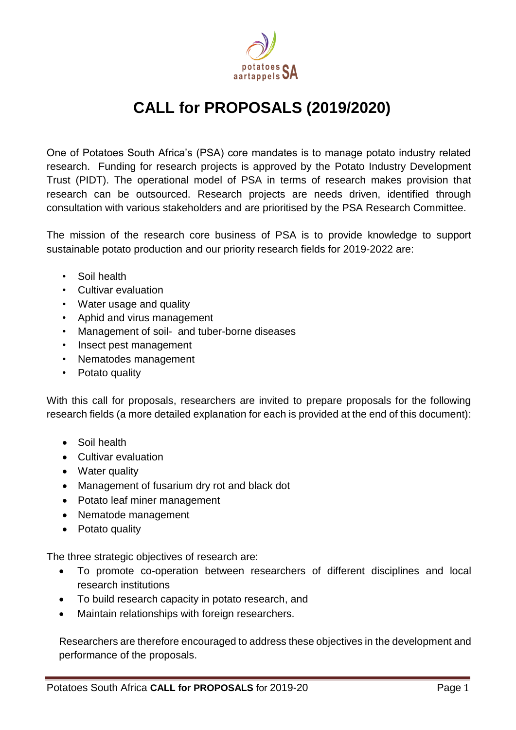# CALL for PROPOSALS (2019/2020)

One of Potatoes South Africa's (PSA) core mandates is to manage potato industry related research. Funding for research projects is approved by the Potato Industry Development Trust (PIDT). The operational model of PSA in terms of research makes provision that research can be outsourced. Research projects are needs driven, identified through consultation with various stakeholders and are prioritised by the PSA Research Committee.

The mission of the research core business of PSA is to provide knowledge to support sustainable potato production and our priority research fields for 2019-2022 are:

- Soil health
- Cultivar evaluation
- Water usage and quality
- Aphid and virus management
- Management of soil- and tuber-borne diseases
- Insect pest management
- Nematodes management
- Potato quality

With this call for proposals, researchers are invited to prepare proposals for the following research fields (a more detailed explanation for each is provided at the end of this document):

- Soil health
- Cultivar evaluation
- Water quality
- Management of fusarium dry rot and black dot
- Potato leaf miner management
- Nematode management
- Potato quality

The three strategic objectives of research are:

- To promote co-operation between researchers of different disciplines and local research institutions
- To build research capacity in potato research, and
- Maintain relationships with foreign researchers.

Researchers are therefore encouraged to address these objectives in the development and performance of the proposals.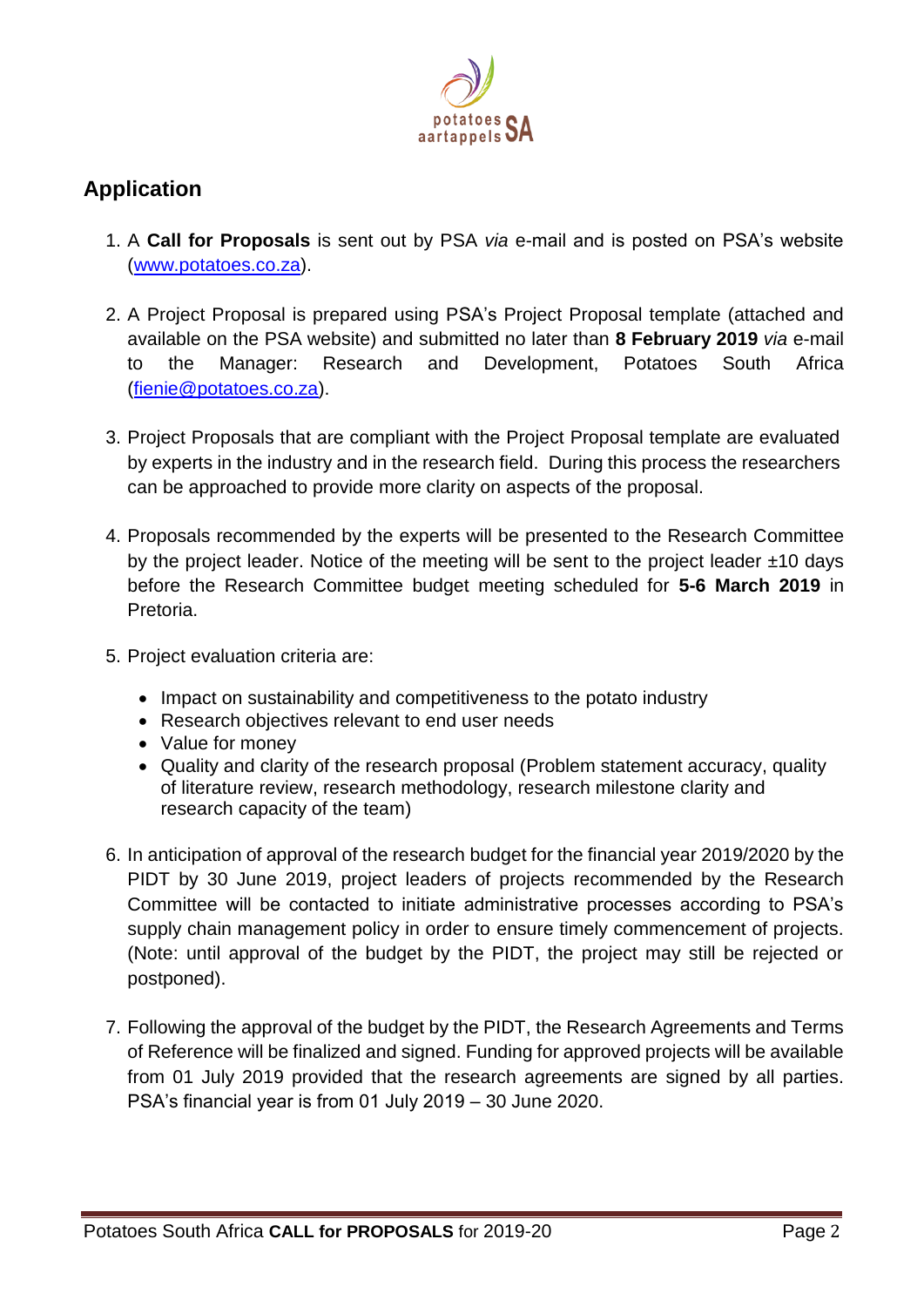## Application

1. A **Call for Proposals** is sent out by PSA *via* e-mail and is posted on PSA's website (www.potatoes.co.za).

2. A Project Proposal is prepared using PSA's Project Proposal template (attached and available on the PSA website) and submitted no later than **8 February 2019** *via* e-mail to the Manager: Research and Development, Potatoes South Africa (fienie@potatoes.co.za).

3. Project Proposals that are compliant with the Project Proposal template are evaluated by experts in the industry and in the research field. During this process the researchers can be approached to provide more clarity on aspects of the proposal.

4. Proposals recommended by the experts will be presented to the Research Committee by the project leader. Notice of the meeting will be sent to the project leader ±10 days before the Research Committee budget meeting scheduled for **5-6 March 2019** in Pretoria.

5. Project evaluation criteria are:
   - Impact on sustainability and competitiveness to the potato industry
   - Research objectives relevant to end user needs
   - Value for money
   - Quality and clarity of the research proposal (Problem statement accuracy, quality of literature review, research methodology, research milestone clarity and research capacity of the team)

6. In anticipation of approval of the research budget for the financial year 2019/2020 by the PIDT by 30 June 2019, project leaders of projects recommended by the Research Committee will be contacted to initiate administrative processes according to PSA's supply chain management policy in order to ensure timely commencement of projects. (Note: until approval of the budget by the PIDT, the project may still be rejected or postponed).

7. Following the approval of the budget by the PIDT, the Research Agreements and Terms of Reference will be finalized and signed. Funding for approved projects will be available from 01 July 2019 provided that the research agreements are signed by all parties. PSA's financial year is from 01 July 2019 – 30 June 2020.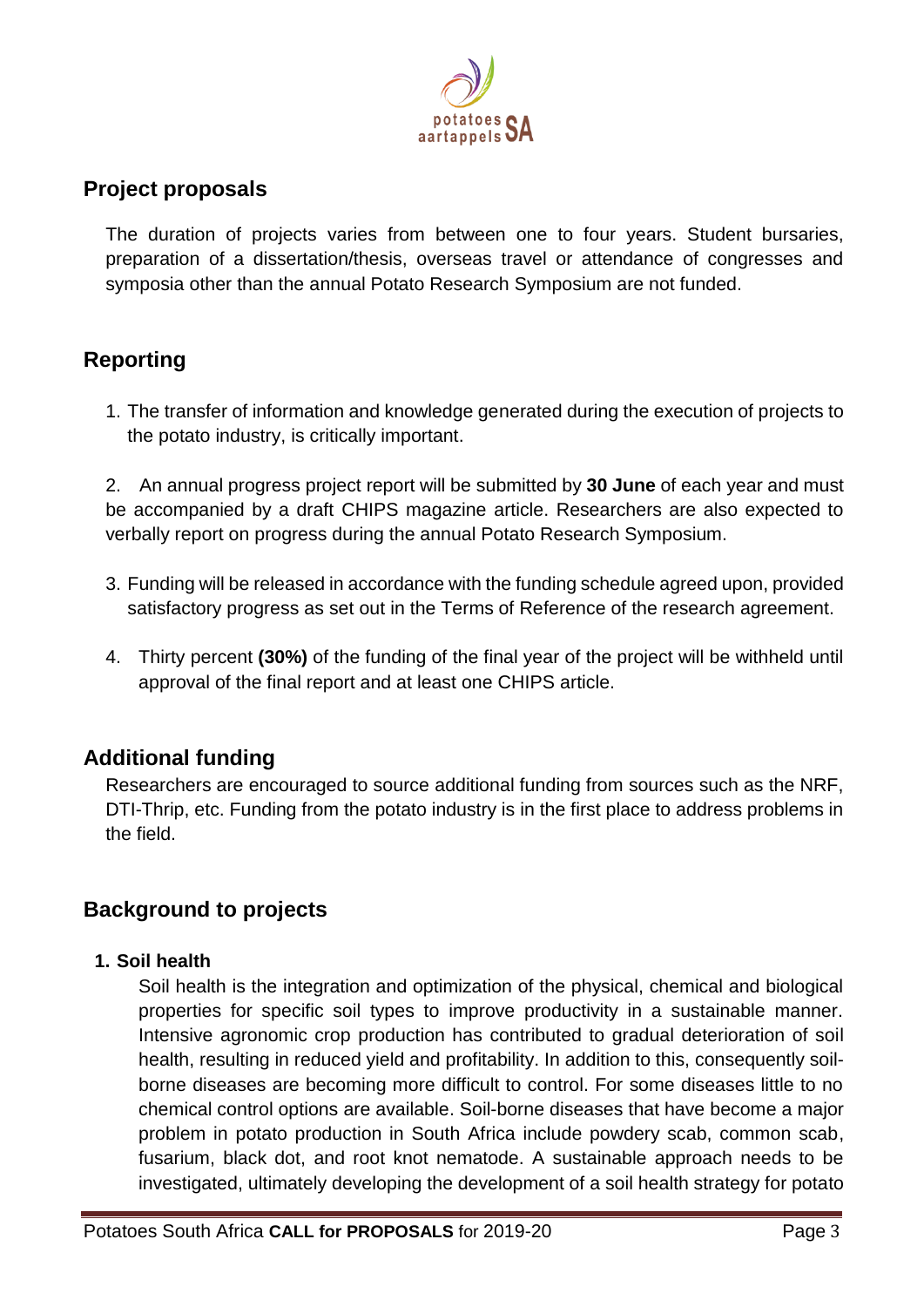## Project proposals

The duration of projects varies from between one to four years. Student bursaries, preparation of a dissertation/thesis, overseas travel or attendance of congresses and symposia other than the annual Potato Research Symposium are not funded.

## Reporting

1. The transfer of information and knowledge generated during the execution of projects to the potato industry, is critically important.

2. An annual progress project report will be submitted by **30 June** of each year and must be accompanied by a draft CHIPS magazine article. Researchers are also expected to verbally report on progress during the annual Potato Research Symposium.

3. Funding will be released in accordance with the funding schedule agreed upon, provided satisfactory progress as set out in the Terms of Reference of the research agreement.

4. Thirty percent **(30%)** of the funding of the final year of the project will be withheld until approval of the final report and at least one CHIPS article.

## Additional funding

Researchers are encouraged to source additional funding from sources such as the NRF, DTI-Thrip, etc. Funding from the potato industry is in the first place to address problems in the field.

## Background to projects

**1. Soil health**

Soil health is the integration and optimization of the physical, chemical and biological properties for specific soil types to improve productivity in a sustainable manner. Intensive agronomic crop production has contributed to gradual deterioration of soil health, resulting in reduced yield and profitability. In addition to this, consequently soil-borne diseases are becoming more difficult to control. For some diseases little to no chemical control options are available. Soil-borne diseases that have become a major problem in potato production in South Africa include powdery scab, common scab, fusarium, black dot, and root knot nematode. A sustainable approach needs to be investigated, ultimately developing the development of a soil health strategy for potato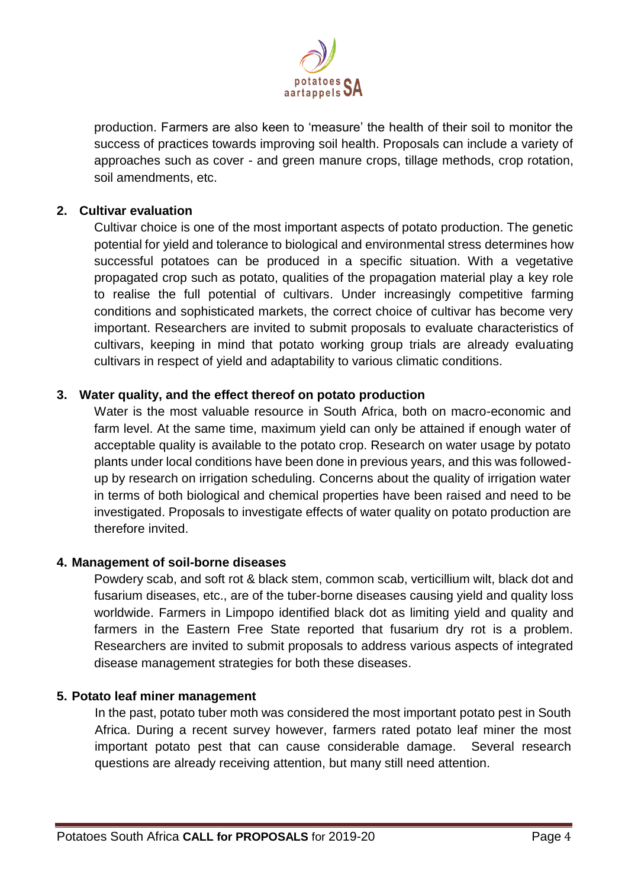production. Farmers are also keen to 'measure' the health of their soil to monitor the success of practices towards improving soil health. Proposals can include a variety of approaches such as cover - and green manure crops, tillage methods, crop rotation, soil amendments, etc.

## 2. Cultivar evaluation

Cultivar choice is one of the most important aspects of potato production. The genetic potential for yield and tolerance to biological and environmental stress determines how successful potatoes can be produced in a specific situation. With a vegetative propagated crop such as potato, qualities of the propagation material play a key role to realise the full potential of cultivars. Under increasingly competitive farming conditions and sophisticated markets, the correct choice of cultivar has become very important. Researchers are invited to submit proposals to evaluate characteristics of cultivars, keeping in mind that potato working group trials are already evaluating cultivars in respect of yield and adaptability to various climatic conditions.

## 3. Water quality, and the effect thereof on potato production

Water is the most valuable resource in South Africa, both on macro-economic and farm level. At the same time, maximum yield can only be attained if enough water of acceptable quality is available to the potato crop. Research on water usage by potato plants under local conditions have been done in previous years, and this was followed-up by research on irrigation scheduling. Concerns about the quality of irrigation water in terms of both biological and chemical properties have been raised and need to be investigated. Proposals to investigate effects of water quality on potato production are therefore invited.

## 4. Management of soil-borne diseases

Powdery scab, and soft rot & black stem, common scab, verticillium wilt, black dot and fusarium diseases, etc., are of the tuber-borne diseases causing yield and quality loss worldwide. Farmers in Limpopo identified black dot as limiting yield and quality and farmers in the Eastern Free State reported that fusarium dry rot is a problem. Researchers are invited to submit proposals to address various aspects of integrated disease management strategies for both these diseases.

## 5. Potato leaf miner management

In the past, potato tuber moth was considered the most important potato pest in South Africa. During a recent survey however, farmers rated potato leaf miner the most important potato pest that can cause considerable damage. Several research questions are already receiving attention, but many still need attention.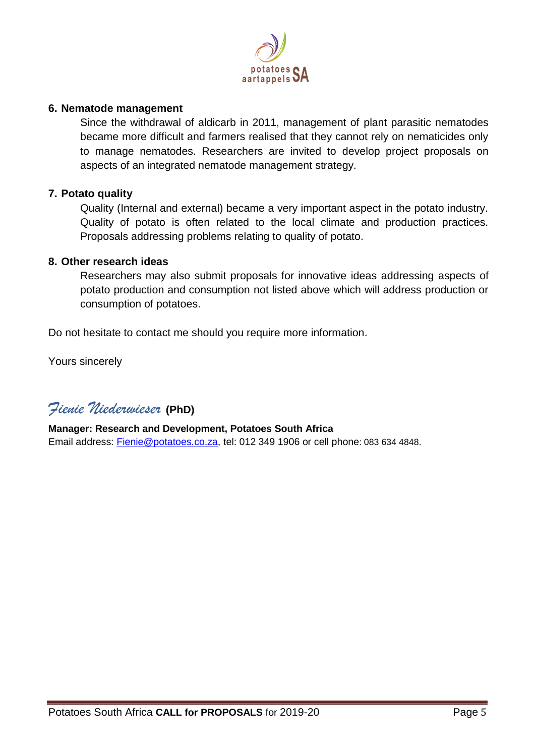### 6. Nematode management

Since the withdrawal of aldicarb in 2011, management of plant parasitic nematodes became more difficult and farmers realised that they cannot rely on nematicides only to manage nematodes. Researchers are invited to develop project proposals on aspects of an integrated nematode management strategy.

### 7. Potato quality

Quality (Internal and external) became a very important aspect in the potato industry. Quality of potato is often related to the local climate and production practices. Proposals addressing problems relating to quality of potato.

### 8. Other research ideas

Researchers may also submit proposals for innovative ideas addressing aspects of potato production and consumption not listed above which will address production or consumption of potatoes.

Do not hesitate to contact me should you require more information.

Yours sincerely

*Fienie Niederwieser* **(PhD)**

**Manager: Research and Development, Potatoes South Africa**
Email address: Fienie@potatoes.co.za, tel: 012 349 1906 or cell phone: 083 634 4848.